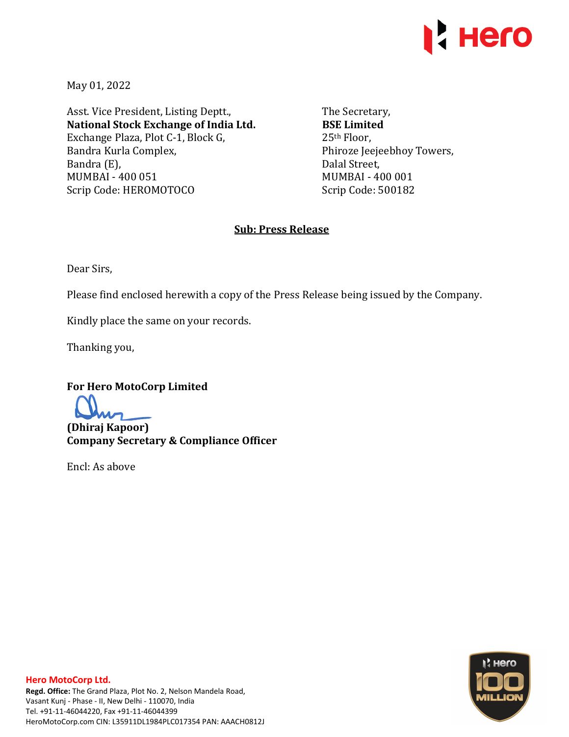May 01, 2022

Asst. Vice President, Listing Deptt.,
**National Stock Exchange of India Ltd.**
Exchange Plaza, Plot C-1, Block G,
Bandra Kurla Complex,
Bandra (E),
MUMBAI - 400 051
Scrip Code: HEROMOTOCO

The Secretary,
**BSE Limited**
25th Floor,
Phiroze Jeejeebhoy Towers,
Dalal Street,
MUMBAI - 400 001
Scrip Code: 500182

**Sub: Press Release**

Dear Sirs,

Please find enclosed herewith a copy of the Press Release being issued by the Company.

Kindly place the same on your records.

Thanking you,

**For Hero MotoCorp Limited**

**(Dhiraj Kapoor)**
**Company Secretary & Compliance Officer**

Encl: As above

**Hero MotoCorp Ltd.**
**Regd. Office:** The Grand Plaza, Plot No. 2, Nelson Mandela Road,
Vasant Kunj - Phase - II, New Delhi - 110070, India
Tel. +91-11-46044220, Fax +91-11-46044399
HeroMotoCorp.com CIN: L35911DL1984PLC017354 PAN: AAACH0812J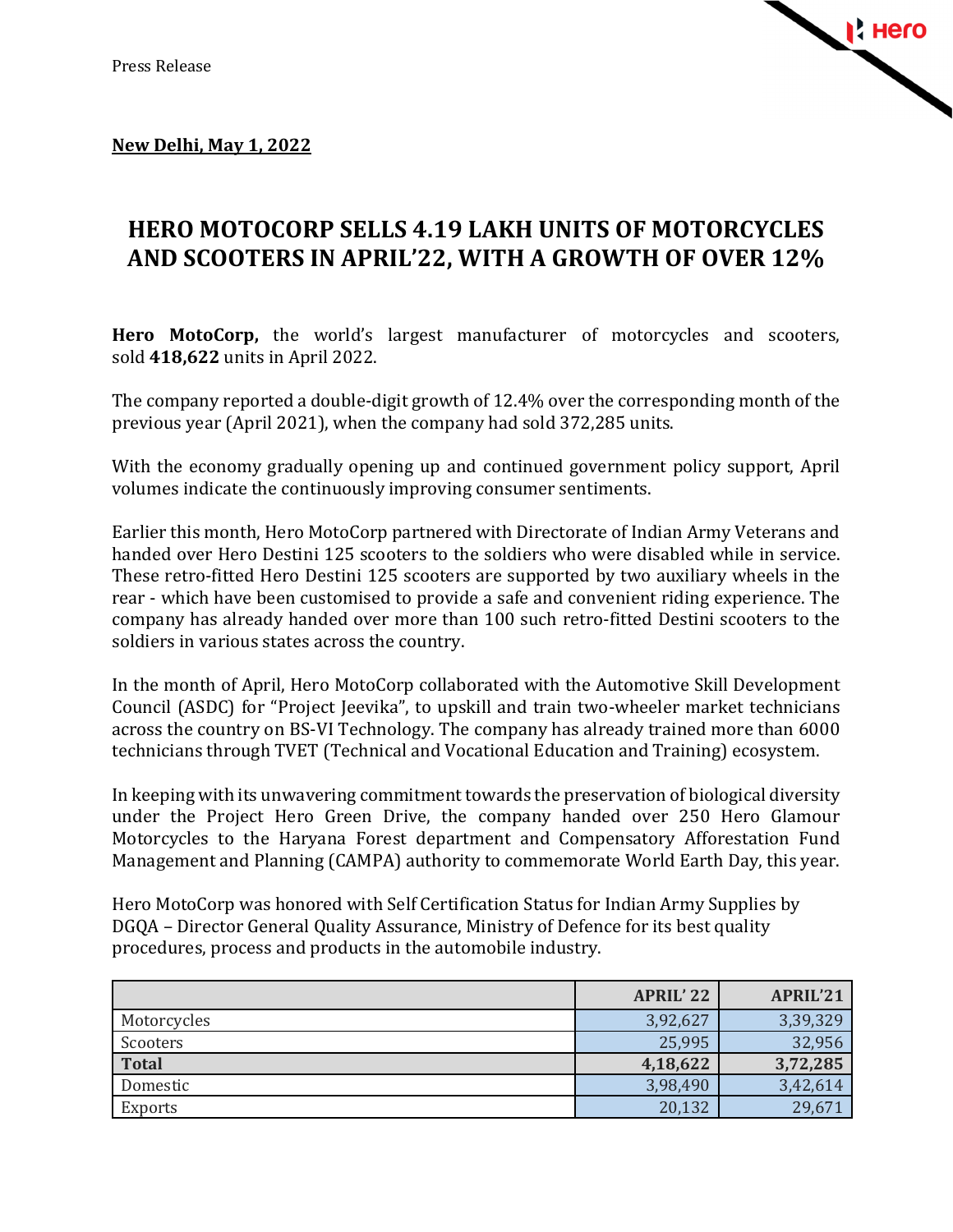Press Release

**New Delhi, May 1, 2022**

# HERO MOTOCORP SELLS 4.19 LAKH UNITS OF MOTORCYCLES AND SCOOTERS IN APRIL'22, WITH A GROWTH OF OVER 12%

**Hero MotoCorp,** the world's largest manufacturer of motorcycles and scooters, sold **418,622** units in April 2022.

The company reported a double-digit growth of 12.4% over the corresponding month of the previous year (April 2021), when the company had sold 372,285 units.

With the economy gradually opening up and continued government policy support, April volumes indicate the continuously improving consumer sentiments.

Earlier this month, Hero MotoCorp partnered with Directorate of Indian Army Veterans and handed over Hero Destini 125 scooters to the soldiers who were disabled while in service. These retro-fitted Hero Destini 125 scooters are supported by two auxiliary wheels in the rear - which have been customised to provide a safe and convenient riding experience. The company has already handed over more than 100 such retro-fitted Destini scooters to the soldiers in various states across the country.

In the month of April, Hero MotoCorp collaborated with the Automotive Skill Development Council (ASDC) for "Project Jeevika", to upskill and train two-wheeler market technicians across the country on BS-VI Technology. The company has already trained more than 6000 technicians through TVET (Technical and Vocational Education and Training) ecosystem.

In keeping with its unwavering commitment towards the preservation of biological diversity under the Project Hero Green Drive, the company handed over 250 Hero Glamour Motorcycles to the Haryana Forest department and Compensatory Afforestation Fund Management and Planning (CAMPA) authority to commemorate World Earth Day, this year.

Hero MotoCorp was honored with Self Certification Status for Indian Army Supplies by DGQA – Director General Quality Assurance, Ministry of Defence for its best quality procedures, process and products in the automobile industry.

| | **APRIL' 22** | **APRIL'21** |
|---|---|---|
| Motorcycles | 3,92,627 | 3,39,329 |
| Scooters | 25,995 | 32,956 |
| **Total** | **4,18,622** | **3,72,285** |
| Domestic | 3,98,490 | 3,42,614 |
| Exports | 20,132 | 29,671 |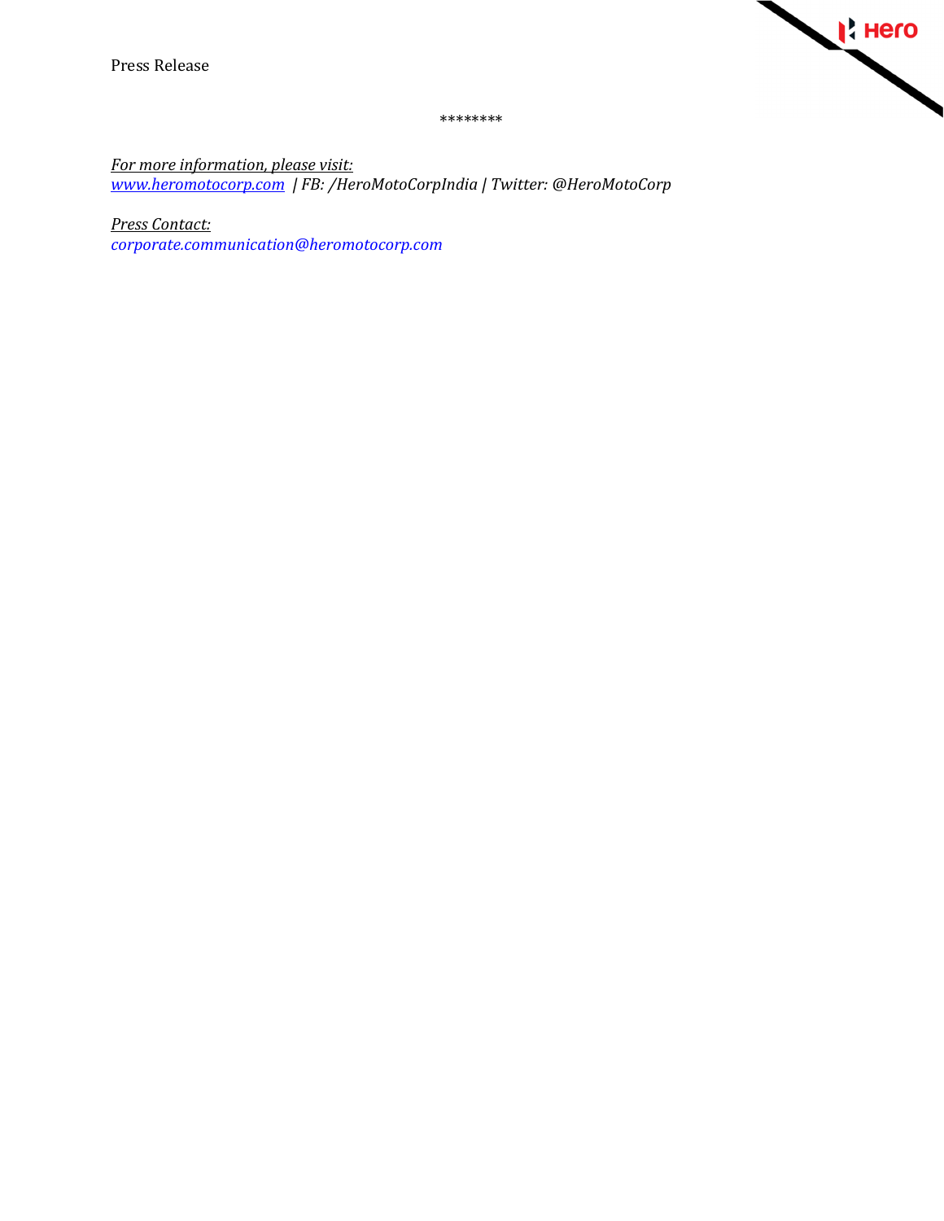********

*For more information, please visit:*
*www.heromotocorp.com | FB: /HeroMotoCorpIndia | Twitter: @HeroMotoCorp*

*Press Contact:*
*corporate.communication@heromotocorp.com*